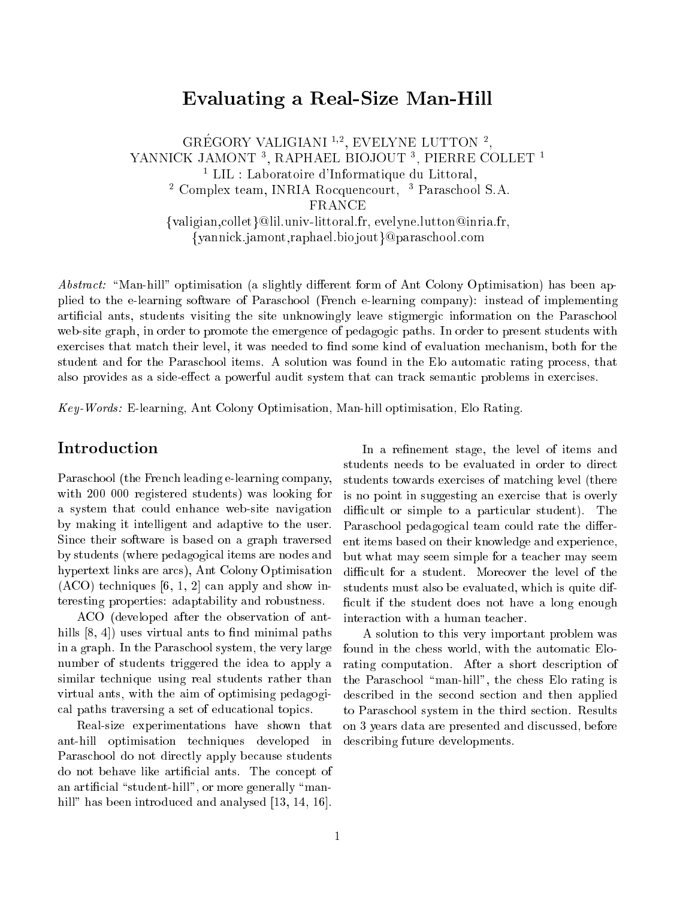# Evaluating a Real-Size Man-Hill

GRÉGORY VALIGIANI [1,2], EVELYNE LUTTON [2],
YANNICK JAMONT [3], RAPHAEL BIOJOUT [3], PIERRE COLLET [1]

[1] LIL : Laboratoire d'Informatique du Littoral,
[2] Complex team, INRIA Rocquencourt, [3] Paraschool S.A.
FRANCE

{valigian,collet}@lil.univ-littoral.fr, evelyne.lutton@inria.fr,
{yannick.jamont,raphael.biojout}@paraschool.com

*Abstract:* "Man-hill" optimisation (a slightly different form of Ant Colony Optimisation) has been applied to the e-learning software of Paraschool (French e-learning company): instead of implementing artificial ants, students visiting the site unknowingly leave stigmergic information on the Paraschool web-site graph, in order to promote the emergence of pedagogic paths. In order to present students with exercises that match their level, it was needed to find some kind of evaluation mechanism, both for the student and for the Paraschool items. A solution was found in the Elo automatic rating process, that also provides as a side-effect a powerful audit system that can track semantic problems in exercises.

*Key-Words:* E-learning, Ant Colony Optimisation, Man-hill optimisation, Elo Rating.

## Introduction

Paraschool (the French leading e-learning company, with 200 000 registered students) was looking for a system that could enhance web-site navigation by making it intelligent and adaptive to the user. Since their software is based on a graph traversed by students (where pedagogical items are nodes and hypertext links are arcs), Ant Colony Optimisation (ACO) techniques [6, 1, 2] can apply and show interesting properties: adaptability and robustness.

ACO (developed after the observation of ant-hills [8, 4]) uses virtual ants to find minimal paths in a graph. In the Paraschool system, the very large number of students triggered the idea to apply a similar technique using real students rather than virtual ants, with the aim of optimising pedagogical paths traversing a set of educational topics.

Real-size experimentations have shown that ant-hill optimisation techniques developed in Paraschool do not directly apply because students do not behave like artificial ants. The concept of an artificial "student-hill", or more generally "man-hill" has been introduced and analysed [13, 14, 16].

In a refinement stage, the level of items and students needs to be evaluated in order to direct students towards exercises of matching level (there is no point in suggesting an exercise that is overly difficult or simple to a particular student). The Paraschool pedagogical team could rate the different items based on their knowledge and experience, but what may seem simple for a teacher may seem difficult for a student. Moreover the level of the students must also be evaluated, which is quite difficult if the student does not have a long enough interaction with a human teacher.

A solution to this very important problem was found in the chess world, with the automatic Elo-rating computation. After a short description of the Paraschool "man-hill", the chess Elo rating is described in the second section and then applied to Paraschool system in the third section. Results on 3 years data are presented and discussed, before describing future developments.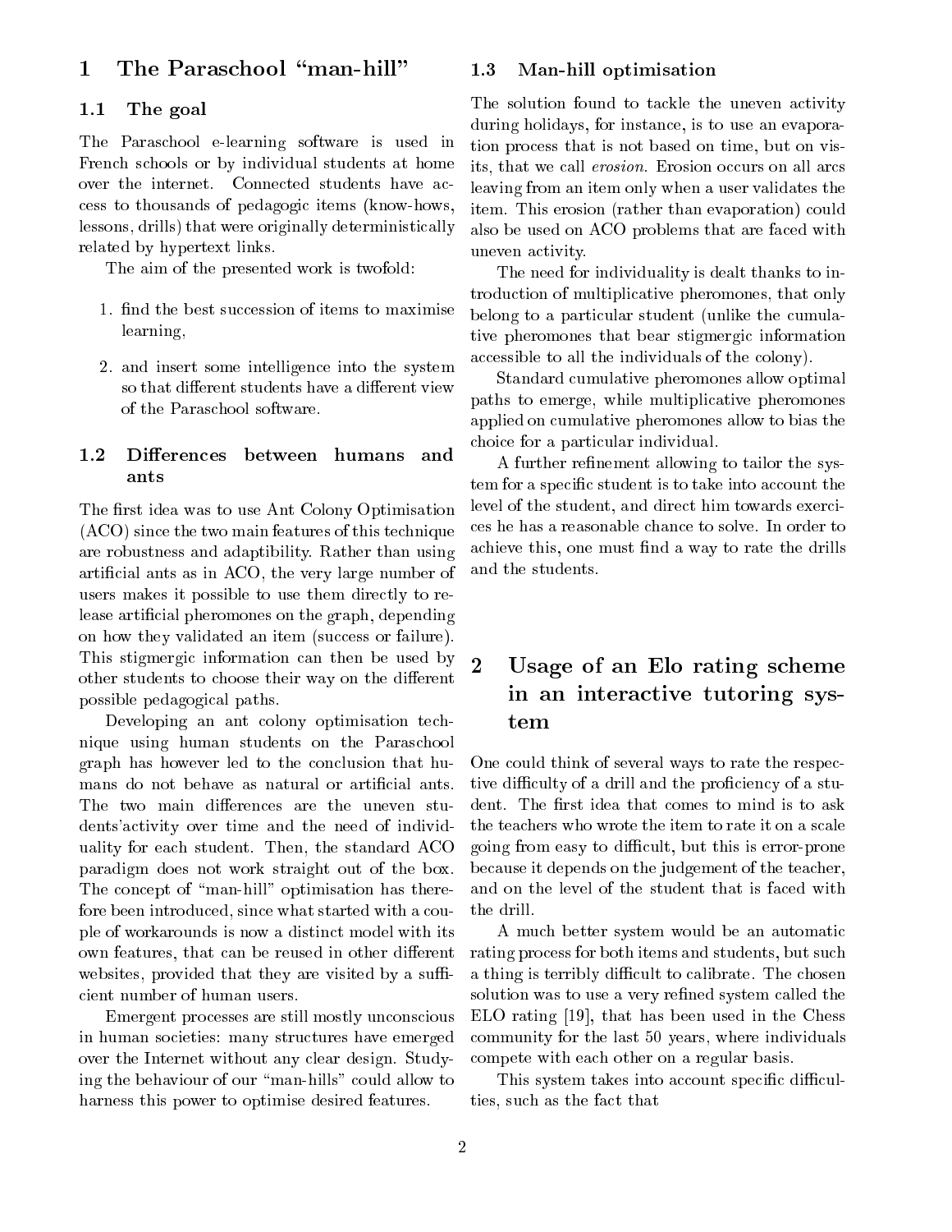# 1 The Paraschool "man-hill"

## 1.1 The goal

The Paraschool e-learning software is used in French schools or by individual students at home over the internet. Connected students have access to thousands of pedagogic items (know-hows, lessons, drills) that were originally deterministically related by hypertext links.

The aim of the presented work is twofold:

1. find the best succession of items to maximise learning,
2. and insert some intelligence into the system so that different students have a different view of the Paraschool software.

## 1.2 Differences between humans and ants

The first idea was to use Ant Colony Optimisation (ACO) since the two main features of this technique are robustness and adaptibility. Rather than using artificial ants as in ACO, the very large number of users makes it possible to use them directly to release artificial pheromones on the graph, depending on how they validated an item (success or failure). This stigmergic information can then be used by other students to choose their way on the different possible pedagogical paths.

Developing an ant colony optimisation technique using human students on the Paraschool graph has however led to the conclusion that humans do not behave as natural or artificial ants. The two main differences are the uneven students'activity over time and the need of individuality for each student. Then, the standard ACO paradigm does not work straight out of the box. The concept of "man-hill" optimisation has therefore been introduced, since what started with a couple of workarounds is now a distinct model with its own features, that can be reused in other different websites, provided that they are visited by a sufficient number of human users.

Emergent processes are still mostly unconscious in human societies: many structures have emerged over the Internet without any clear design. Studying the behaviour of our "man-hills" could allow to harness this power to optimise desired features.

## 1.3 Man-hill optimisation

The solution found to tackle the uneven activity during holidays, for instance, is to use an evaporation process that is not based on time, but on visits, that we call *erosion*. Erosion occurs on all arcs leaving from an item only when a user validates the item. This erosion (rather than evaporation) could also be used on ACO problems that are faced with uneven activity.

The need for individuality is dealt thanks to introduction of multiplicative pheromones, that only belong to a particular student (unlike the cumulative pheromones that bear stigmergic information accessible to all the individuals of the colony).

Standard cumulative pheromones allow optimal paths to emerge, while multiplicative pheromones applied on cumulative pheromones allow to bias the choice for a particular individual.

A further refinement allowing to tailor the system for a specific student is to take into account the level of the student, and direct him towards exercices he has a reasonable chance to solve. In order to achieve this, one must find a way to rate the drills and the students.

# 2 Usage of an Elo rating scheme in an interactive tutoring system

One could think of several ways to rate the respective difficulty of a drill and the proficiency of a student. The first idea that comes to mind is to ask the teachers who wrote the item to rate it on a scale going from easy to difficult, but this is error-prone because it depends on the judgement of the teacher, and on the level of the student that is faced with the drill.

A much better system would be an automatic rating process for both items and students, but such a thing is terribly difficult to calibrate. The chosen solution was to use a very refined system called the ELO rating [19], that has been used in the Chess community for the last 50 years, where individuals compete with each other on a regular basis.

This system takes into account specific difficulties, such as the fact that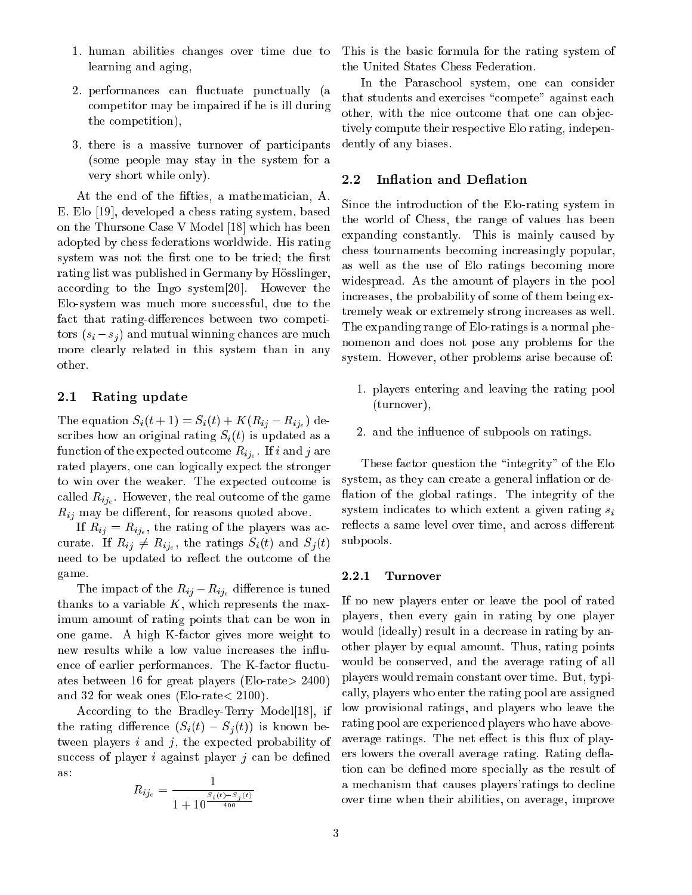1. human abilities changes over time due to learning and aging,
2. performances can fluctuate punctually (a competitor may be impaired if he is ill during the competition),
3. there is a massive turnover of participants (some people may stay in the system for a very short while only).

At the end of the fifties, a mathematician, A. E. Elo [19], developed a chess rating system, based on the Thursone Case V Model [18] which has been adopted by chess federations worldwide. His rating system was not the first one to be tried; the first rating list was published in Germany by Hösslinger, according to the Ingo system[20]. However the Elo-system was much more successful, due to the fact that rating-differences between two competitors $(s_i - s_j)$ and mutual winning chances are much more clearly related in this system than in any other.

### 2.1 Rating update

The equation $S_i(t+1) = S_i(t) + K(R_{ij} - R_{ij_e})$ describes how an original rating $S_i(t)$ is updated as a function of the expected outcome $R_{ij_e}$. If $i$ and $j$ are rated players, one can logically expect the stronger to win over the weaker. The expected outcome is called $R_{ij_e}$. However, the real outcome of the game $R_{ij}$ may be different, for reasons quoted above.

If $R_{ij} = R_{ij_e}$, the rating of the players was accurate. If $R_{ij} \neq R_{ij_e}$, the ratings $S_i(t)$ and $S_j(t)$ need to be updated to reflect the outcome of the game.

The impact of the $R_{ij} - R_{ij_e}$ difference is tuned thanks to a variable $K$, which represents the maximum amount of rating points that can be won in one game. A high K-factor gives more weight to new results while a low value increases the influence of earlier performances. The K-factor fluctuates between 16 for great players (Elo-rate$>$ 2400) and 32 for weak ones (Elo-rate$<$ 2100).

According to the Bradley-Terry Model[18], if the rating difference $(S_i(t) - S_j(t))$ is known between players $i$ and $j$, the expected probability of success of player $i$ against player $j$ can be defined as:

$$R_{ij_e} = \frac{1}{1 + 10^{\frac{S_i(t) - S_j(t)}{400}}}$$

This is the basic formula for the rating system of the United States Chess Federation.

In the Paraschool system, one can consider that students and exercises "compete" against each other, with the nice outcome that one can objectively compute their respective Elo rating, independently of any biases.

### 2.2 Inflation and Deflation

Since the introduction of the Elo-rating system in the world of Chess, the range of values has been expanding constantly. This is mainly caused by chess tournaments becoming increasingly popular, as well as the use of Elo ratings becoming more widespread. As the amount of players in the pool increases, the probability of some of them being extremely weak or extremely strong increases as well. The expanding range of Elo-ratings is a normal phenomenon and does not pose any problems for the system. However, other problems arise because of:

1. players entering and leaving the rating pool (turnover),
2. and the influence of subpools on ratings.

These factor question the "integrity" of the Elo system, as they can create a general inflation or deflation of the global ratings. The integrity of the system indicates to which extent a given rating $s_i$ reflects a same level over time, and across different subpools.

#### 2.2.1 Turnover

If no new players enter or leave the pool of rated players, then every gain in rating by one player would (ideally) result in a decrease in rating by another player by equal amount. Thus, rating points would be conserved, and the average rating of all players would remain constant over time. But, typically, players who enter the rating pool are assigned low provisional ratings, and players who leave the rating pool are experienced players who have above-average ratings. The net effect is this flux of players lowers the overall average rating. Rating deflation can be defined more specially as the result of a mechanism that causes players'ratings to decline over time when their abilities, on average, improve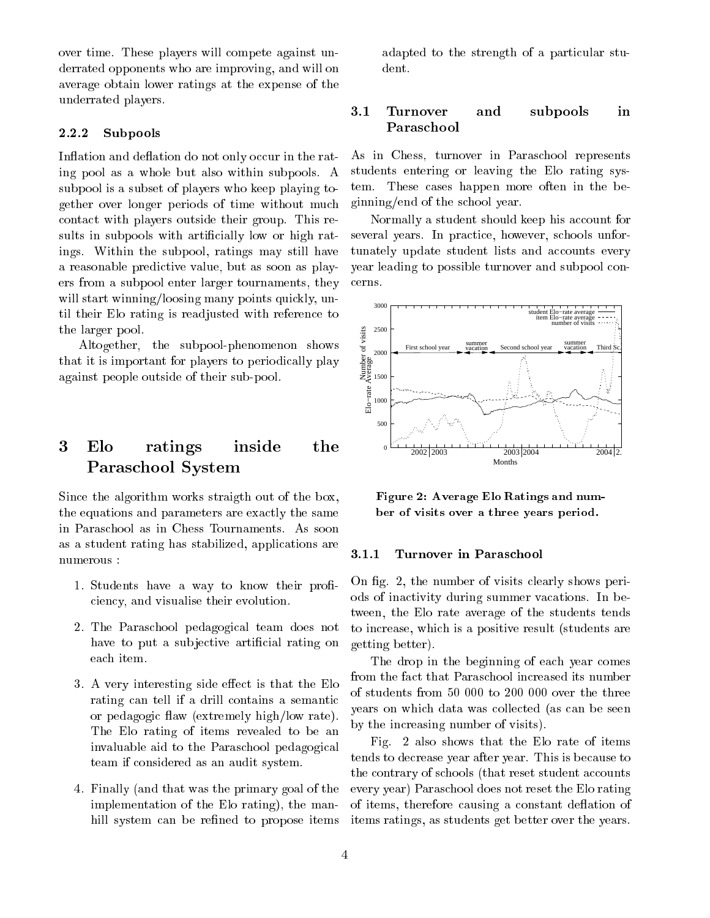over time. These players will compete against underrated opponents who are improving, and will on average obtain lower ratings at the expense of the underrated players.

#### 2.2.2 Subpools

Inflation and deflation do not only occur in the rating pool as a whole but also within subpools. A subpool is a subset of players who keep playing together over longer periods of time without much contact with players outside their group. This results in subpools with artificially low or high ratings. Within the subpool, ratings may still have a reasonable predictive value, but as soon as players from a subpool enter larger tournaments, they will start winning/loosing many points quickly, until their Elo rating is readjusted with reference to the larger pool.

Altogether, the subpool-phenomenon shows that it is important for players to periodically play against people outside of their sub-pool.

## 3 Elo ratings inside the Paraschool System

Since the algorithm works straigth out of the box, the equations and parameters are exactly the same in Paraschool as in Chess Tournaments. As soon as a student rating has stabilized, applications are numerous :

1. Students have a way to know their proficiency, and visualise their evolution.
2. The Paraschool pedagogical team does not have to put a subjective artificial rating on each item.
3. A very interesting side effect is that the Elo rating can tell if a drill contains a semantic or pedagogic flaw (extremely high/low rate). The Elo rating of items revealed to be an invaluable aid to the Paraschool pedagogical team if considered as an audit system.
4. Finally (and that was the primary goal of the implementation of the Elo rating), the manhill system can be refined to propose items adapted to the strength of a particular student.

### 3.1 Turnover and subpools in Paraschool

As in Chess, turnover in Paraschool represents students entering or leaving the Elo rating system. These cases happen more often in the beginning/end of the school year.

Normally a student should keep his account for several years. In practice, however, schools unfortunately update student lists and accounts every year leading to possible turnover and subpool concerns.

**Figure 2: Average Elo Ratings and number of visits over a three years period.**

#### 3.1.1 Turnover in Paraschool

On fig. 2, the number of visits clearly shows periods of inactivity during summer vacations. In between, the Elo rate average of the students tends to increase, which is a positive result (students are getting better).

The drop in the beginning of each year comes from the fact that Paraschool increased its number of students from 50 000 to 200 000 over the three years on which data was collected (as can be seen by the increasing number of visits).

Fig. 2 also shows that the Elo rate of items tends to decrease year after year. This is because to the contrary of schools (that reset student accounts every year) Paraschool does not reset the Elo rating of items, therefore causing a constant deflation of items ratings, as students get better over the years.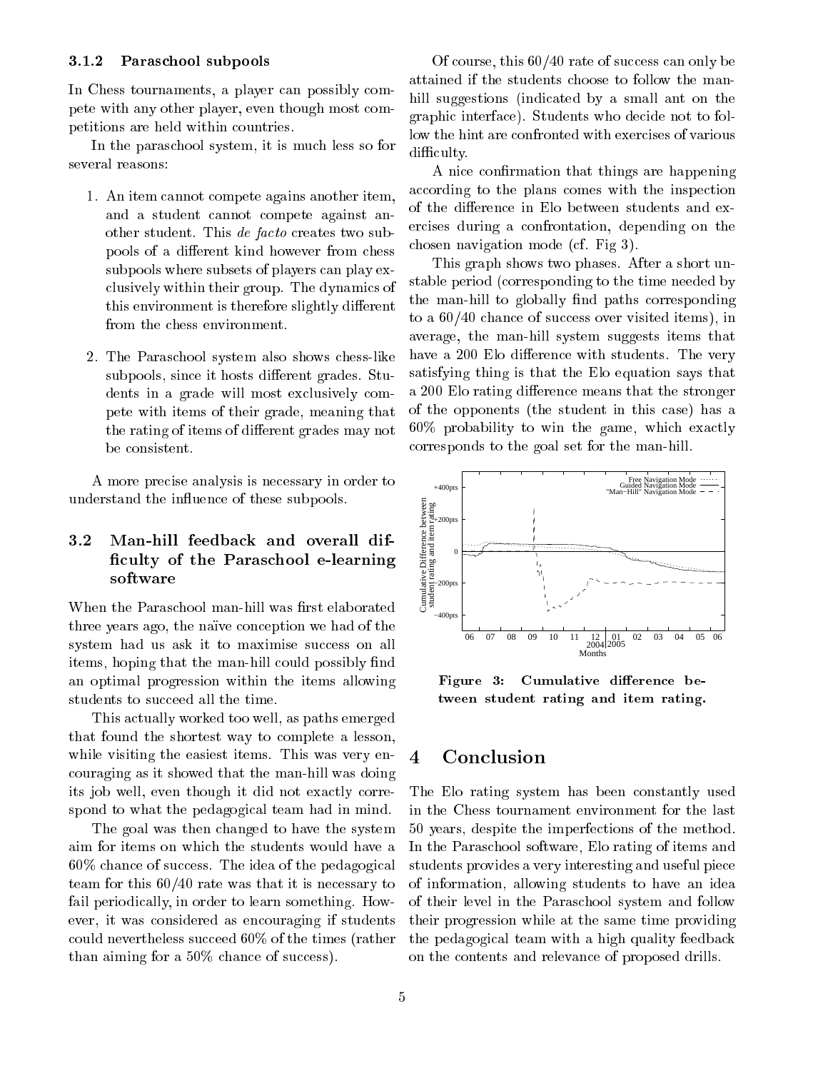### 3.1.2 Paraschool subpools

In Chess tournaments, a player can possibly compete with any other player, even though most competitions are held within countries.

In the paraschool system, it is much less so for several reasons:

1. An item cannot compete agains another item, and a student cannot compete against another student. This *de facto* creates two subpools of a different kind however from chess subpools where subsets of players can play exclusively within their group. The dynamics of this environment is therefore slightly different from the chess environment.

2. The Paraschool system also shows chess-like subpools, since it hosts different grades. Students in a grade will most exclusively compete with items of their grade, meaning that the rating of items of different grades may not be consistent.

A more precise analysis is necessary in order to understand the influence of these subpools.

## 3.2 Man-hill feedback and overall difficulty of the Paraschool e-learning software

When the Paraschool man-hill was first elaborated three years ago, the naïve conception we had of the system had us ask it to maximise success on all items, hoping that the man-hill could possibly find an optimal progression within the items allowing students to succeed all the time.

This actually worked too well, as paths emerged that found the shortest way to complete a lesson, while visiting the easiest items. This was very encouraging as it showed that the man-hill was doing its job well, even though it did not exactly correspond to what the pedagogical team had in mind.

The goal was then changed to have the system aim for items on which the students would have a 60% chance of success. The idea of the pedagogical team for this 60/40 rate was that it is necessary to fail periodically, in order to learn something. However, it was considered as encouraging if students could nevertheless succeed 60% of the times (rather than aiming for a 50% chance of success).

Of course, this 60/40 rate of success can only be attained if the students choose to follow the man-hill suggestions (indicated by a small ant on the graphic interface). Students who decide not to follow the hint are confronted with exercises of various difficulty.

A nice confirmation that things are happening according to the plans comes with the inspection of the difference in Elo between students and exercises during a confrontation, depending on the chosen navigation mode (cf. Fig 3).

This graph shows two phases. After a short unstable period (corresponding to the time needed by the man-hill to globally find paths corresponding to a 60/40 chance of success over visited items), in average, the man-hill system suggests items that have a 200 Elo difference with students. The very satisfying thing is that the Elo equation says that a 200 Elo rating difference means that the stronger of the opponents (the student in this case) has a 60% probability to win the game, which exactly corresponds to the goal set for the man-hill.

**Figure 3: Cumulative difference between student rating and item rating.**

# 4 Conclusion

The Elo rating system has been constantly used in the Chess tournament environment for the last 50 years, despite the imperfections of the method. In the Paraschool software, Elo rating of items and students provides a very interesting and useful piece of information, allowing students to have an idea of their level in the Paraschool system and follow their progression while at the same time providing the pedagogical team with a high quality feedback on the contents and relevance of proposed drills.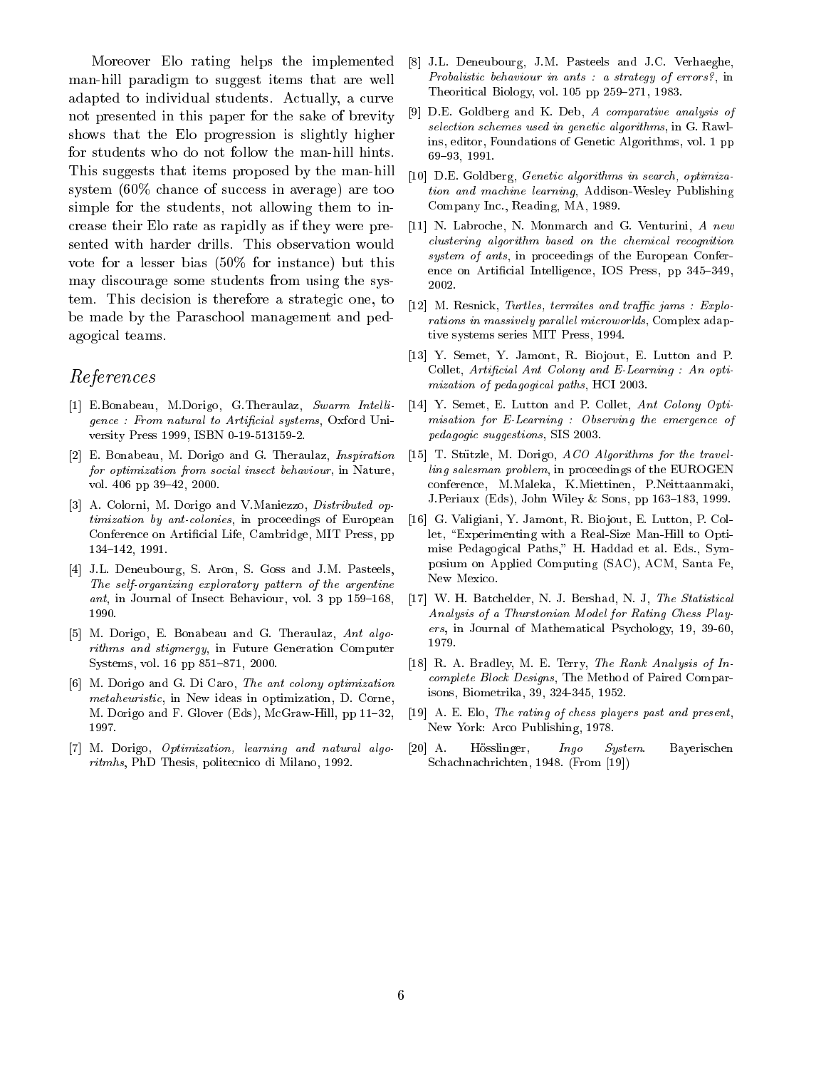Moreover Elo rating helps the implemented man-hill paradigm to suggest items that are well adapted to individual students. Actually, a curve not presented in this paper for the sake of brevity shows that the Elo progression is slightly higher for students who do not follow the man-hill hints. This suggests that items proposed by the man-hill system (60% chance of success in average) are too simple for the students, not allowing them to increase their Elo rate as rapidly as if they were presented with harder drills. This observation would vote for a lesser bias (50% for instance) but this may discourage some students from using the system. This decision is therefore a strategic one, to be made by the Paraschool management and pedagogical teams.

## *References*

[1] E.Bonabeau, M.Dorigo, G.Theraulaz, *Swarm Intelligence : From natural to Artificial systems*, Oxford University Press 1999, ISBN 0-19-513159-2.

[2] E. Bonabeau, M. Dorigo and G. Theraulaz, *Inspiration for optimization from social insect behaviour*, in Nature, vol. 406 pp 39–42, 2000.

[3] A. Colorni, M. Dorigo and V.Maniezzo, *Distributed optimization by ant-colonies*, in proceedings of European Conference on Artificial Life, Cambridge, MIT Press, pp 134–142, 1991.

[4] J.L. Deneubourg, S. Aron, S. Goss and J.M. Pasteels, *The self-organizing exploratory pattern of the argentine ant*, in Journal of Insect Behaviour, vol. 3 pp 159–168, 1990.

[5] M. Dorigo, E. Bonabeau and G. Theraulaz, *Ant algorithms and stigmergy*, in Future Generation Computer Systems, vol. 16 pp 851–871, 2000.

[6] M. Dorigo and G. Di Caro, *The ant colony optimization metaheuristic*, in New ideas in optimization, D. Corne, M. Dorigo and F. Glover (Eds), McGraw-Hill, pp 11–32, 1997.

[7] M. Dorigo, *Optimization, learning and natural algoritmhs*, PhD Thesis, politecnico di Milano, 1992.

[8] J.L. Deneubourg, J.M. Pasteels and J.C. Verhaeghe, *Probalistic behaviour in ants : a strategy of errors?*, in Theoritical Biology, vol. 105 pp 259–271, 1983.

[9] D.E. Goldberg and K. Deb, *A comparative analysis of selection schemes used in genetic algorithms*, in G. Rawlins, editor, Foundations of Genetic Algorithms, vol. 1 pp 69–93, 1991.

[10] D.E. Goldberg, *Genetic algorithms in search, optimization and machine learning*, Addison-Wesley Publishing Company Inc., Reading, MA, 1989.

[11] N. Labroche, N. Monmarch and G. Venturini, *A new clustering algorithm based on the chemical recognition system of ants*, in proceedings of the European Conference on Artificial Intelligence, IOS Press, pp 345–349, 2002.

[12] M. Resnick, *Turtles, termites and traffic jams : Explorations in massively parallel microworlds*, Complex adaptive systems series MIT Press, 1994.

[13] Y. Semet, Y. Jamont, R. Biojout, E. Lutton and P. Collet, *Artificial Ant Colony and E-Learning : An optimization of pedagogical paths*, HCI 2003.

[14] Y. Semet, E. Lutton and P. Collet, *Ant Colony Optimisation for E-Learning : Observing the emergence of pedagogic suggestions*, SIS 2003.

[15] T. Stützle, M. Dorigo, *ACO Algorithms for the travelling salesman problem*, in proceedings of the EUROGEN conference, M.Maleka, K.Miettinen, P.Neittaanmaki, J.Periaux (Eds), John Wiley & Sons, pp 163–183, 1999.

[16] G. Valigiani, Y. Jamont, R. Biojout, E. Lutton, P. Collet, "Experimenting with a Real-Size Man-Hill to Optimise Pedagogical Paths," H. Haddad et al. Eds., Symposium on Applied Computing (SAC), ACM, Santa Fe, New Mexico.

[17] W. H. Batchelder, N. J. Bershad, N. J, *The Statistical Analysis of a Thurstonian Model for Rating Chess Players*, in Journal of Mathematical Psychology, 19, 39-60, 1979.

[18] R. A. Bradley, M. E. Terry, *The Rank Analysis of Incomplete Block Designs*, The Method of Paired Comparisons, Biometrika, 39, 324-345, 1952.

[19] A. E. Elo, *The rating of chess players past and present*, New York: Arco Publishing, 1978.

[20] A. Hösslinger, *Ingo System*. Bayerischen Schachnachrichten, 1948. (From [19])